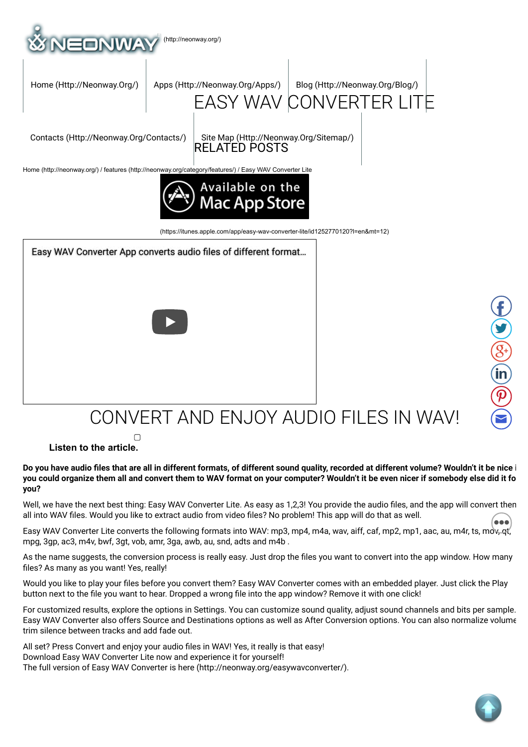(http://neonway.org/)

Home (Http://Neonway.Org/) Apps (Http://Neonway.Org/Apps/) Blog (Http://Neonway.Org/Blog/)

# EASY WAV CONVERTER LITE

Contacts (Http://Neonway.Org/Contacts/) Site Map (Http://Neonway.Org/Sitemap/)

## RELATED POSTS

Home (http://neonway.org/) / features (http://neonway.org/category/features/) / Easy WAV Converter Lite

(https://itunes.apple.com/app/easy-wav-converter-lite/id1252770120?l=en&mt=12)

Easy WAV Converter App converts audio files of different format...

# CONVERT AND ENJOY AUDIO FILES IN WAV!

**Listen to the article.**

**Do you have audio files that are all in different formats, of different sound quality, recorded at different volume? Wouldn't it be nice i you could organize them all and convert them to WAV format on your computer? Wouldn't it be even nicer if somebody else did it fo you?**

Well, we have the next best thing: Easy WAV Converter Lite. As easy as 1,2,3! You provide the audio files, and the app will convert then all into WAV files. Would you like to extract audio from video files? No problem! This app will do that as well.

Easy WAV Converter Lite converts the following formats into WAV: mp3, mp4, m4a, wav, aiff, caf, mp2, mp1, aac, au, m4r, ts, mov, qt, mpg, 3gp, ac3, m4v, bwf, 3gt, vob, amr, 3ga, awb, au, snd, adts and m4b .

As the name suggests, the conversion process is really easy. Just drop the files you want to convert into the app window. How many files? As many as you want! Yes, really!

Would you like to play your files before you convert them? Easy WAV Converter comes with an embedded player. Just click the Play button next to the file you want to hear. Dropped a wrong file into the app window? Remove it with one click!

For customized results, explore the options in Settings. You can customize sound quality, adjust sound channels and bits per sample. Easy WAV Converter also offers Source and Destinations options as well as After Conversion options. You can also normalize volume trim silence between tracks and add fade out.

All set? Press Convert and enjoy your audio files in WAV! Yes, it really is that easy!
Download Easy WAV Converter Lite now and experience it for yourself!
The full version of Easy WAV Converter is here (http://neonway.org/easywavconverter/).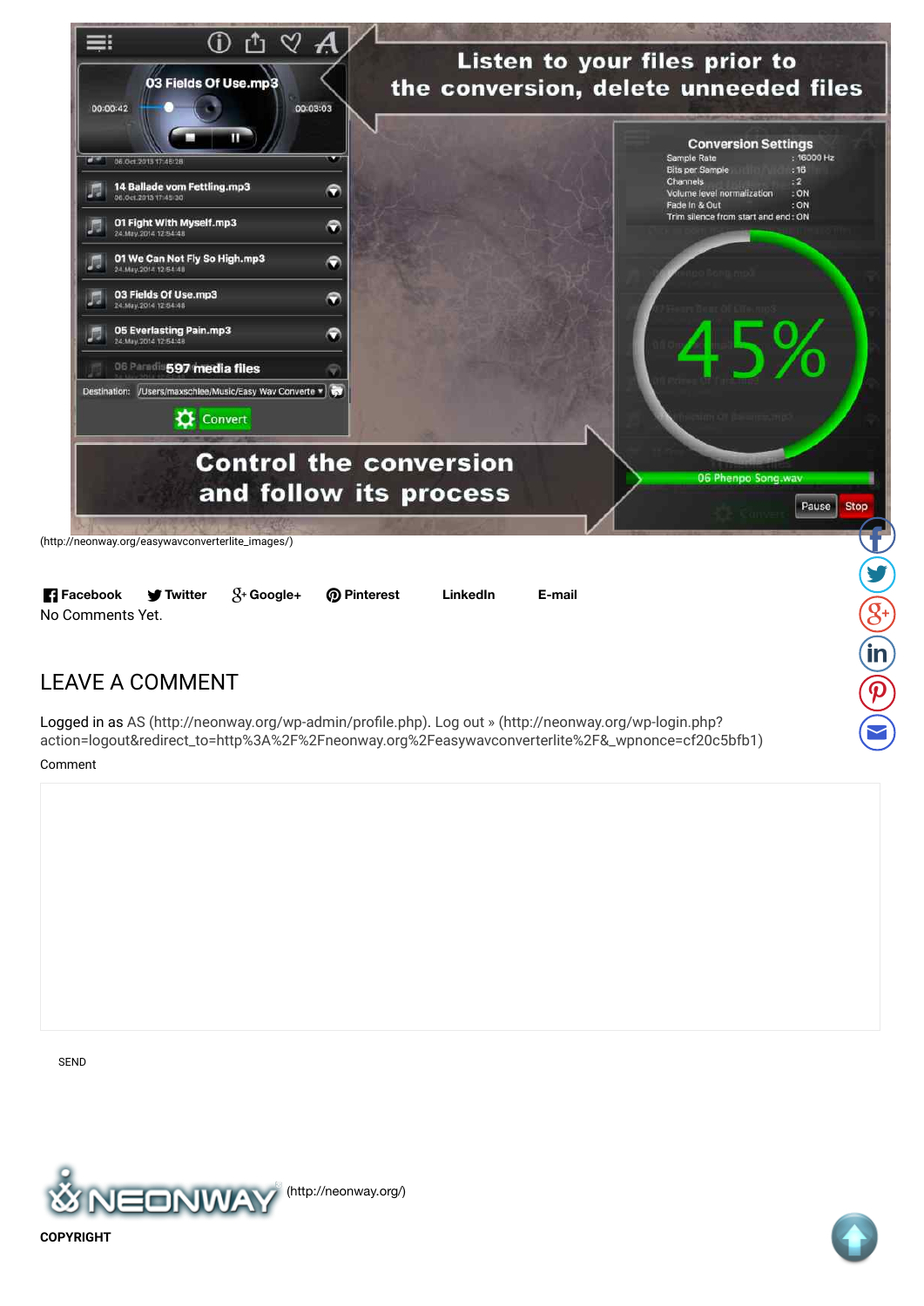(http://neonway.org/easywavconverterlite_images/)

Facebook Twitter Google+ Pinterest LinkedIn E-mail

No Comments Yet.

## LEAVE A COMMENT

Logged in as AS (http://neonway.org/wp-admin/profile.php). Log out » (http://neonway.org/wp-login.php?action=logout&redirect_to=http%3A%2F%2Fneonway.org%2Feasywavconverterlite%2F&_wpnonce=cf20c5bfb1)

Comment

SEND

(http://neonway.org/)

**COPYRIGHT**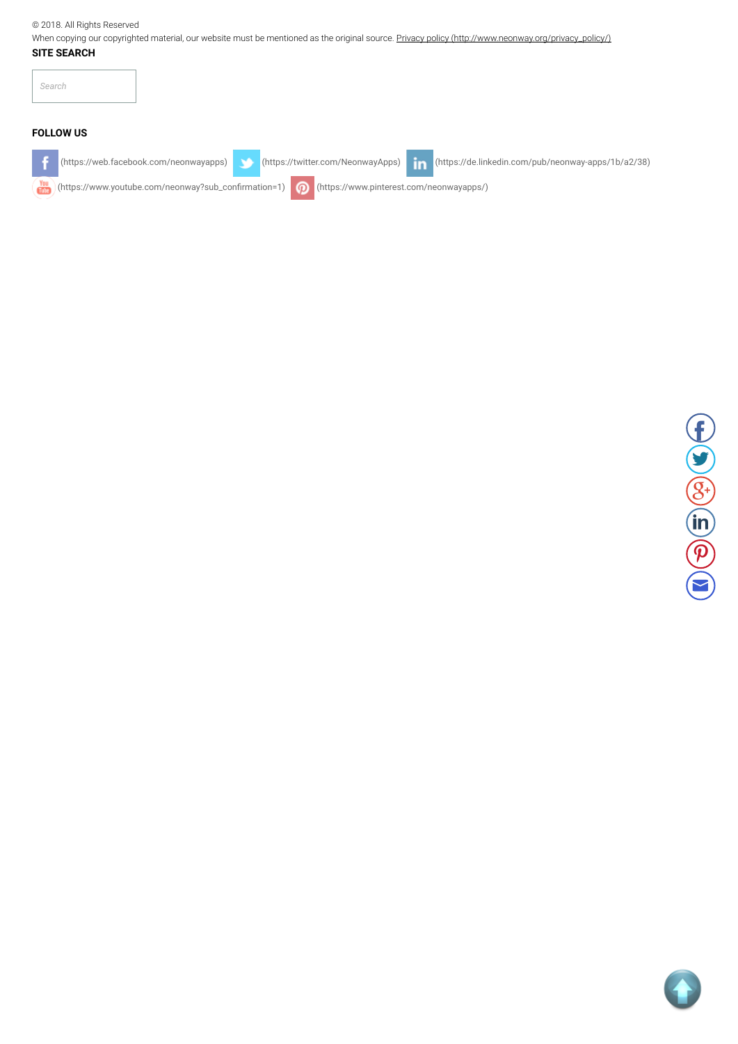© 2018. All Rights Reserved

When copying our copyrighted material, our website must be mentioned as the original source. Privacy policy (http://www.neonway.org/privacy_policy/)

**SITE SEARCH**

Search

**FOLLOW US**

(https://web.facebook.com/neonwayapps) (https://twitter.com/NeonwayApps) (https://de.linkedin.com/pub/neonway-apps/1b/a2/38)

(https://www.youtube.com/neonway?sub_confirmation=1) (https://www.pinterest.com/neonwayapps/)